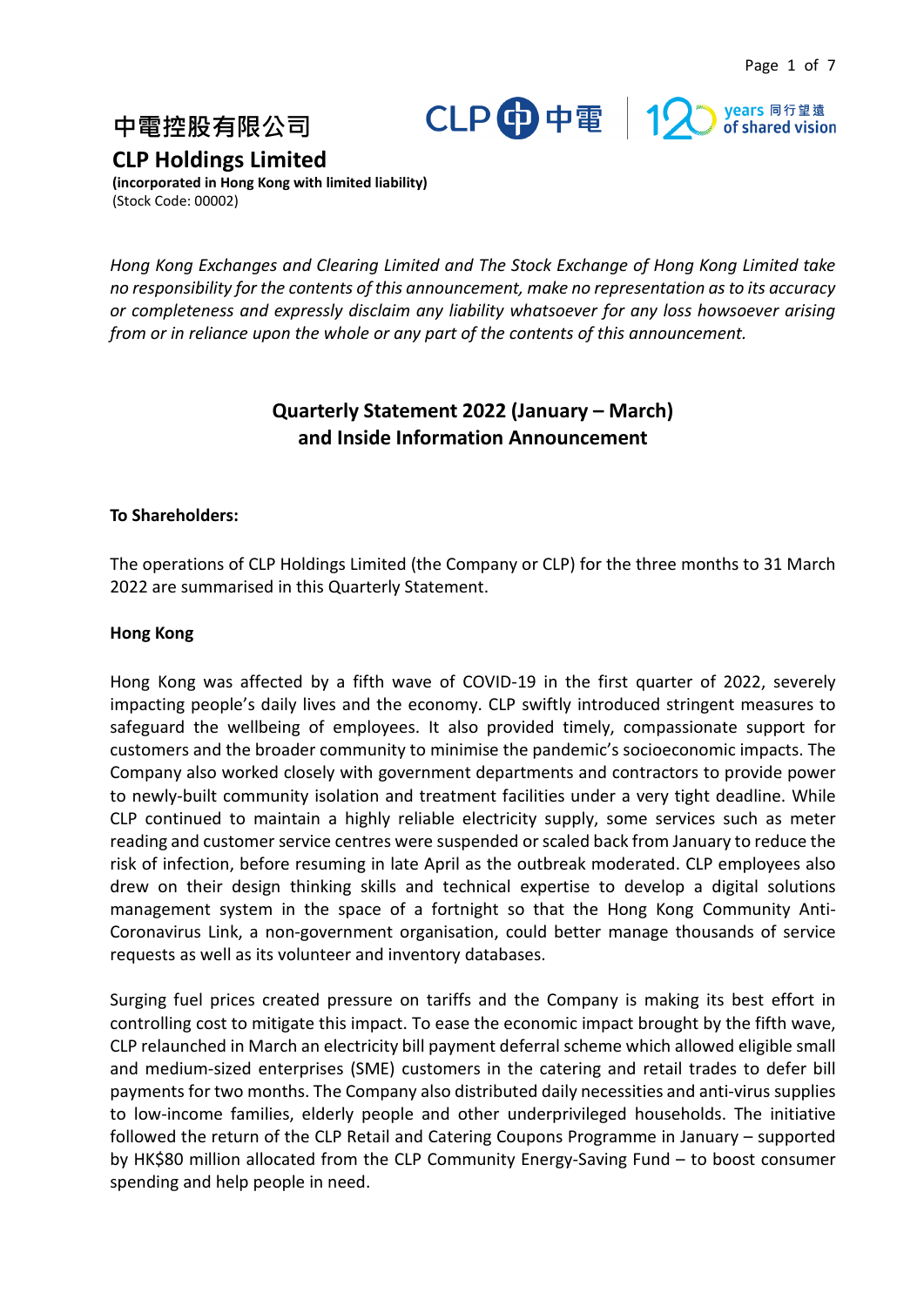# 中電控股有限公司

# CLP Holdings Limited

**(incorporated in Hong Kong with limited liability)**
(Stock Code: 00002)

*Hong Kong Exchanges and Clearing Limited and The Stock Exchange of Hong Kong Limited take no responsibility for the contents of this announcement, make no representation as to its accuracy or completeness and expressly disclaim any liability whatsoever for any loss howsoever arising from or in reliance upon the whole or any part of the contents of this announcement.*

## Quarterly Statement 2022 (January – March) and Inside Information Announcement

**To Shareholders:**

The operations of CLP Holdings Limited (the Company or CLP) for the three months to 31 March 2022 are summarised in this Quarterly Statement.

**Hong Kong**

Hong Kong was affected by a fifth wave of COVID-19 in the first quarter of 2022, severely impacting people's daily lives and the economy. CLP swiftly introduced stringent measures to safeguard the wellbeing of employees. It also provided timely, compassionate support for customers and the broader community to minimise the pandemic's socioeconomic impacts. The Company also worked closely with government departments and contractors to provide power to newly-built community isolation and treatment facilities under a very tight deadline. While CLP continued to maintain a highly reliable electricity supply, some services such as meter reading and customer service centres were suspended or scaled back from January to reduce the risk of infection, before resuming in late April as the outbreak moderated. CLP employees also drew on their design thinking skills and technical expertise to develop a digital solutions management system in the space of a fortnight so that the Hong Kong Community Anti-Coronavirus Link, a non-government organisation, could better manage thousands of service requests as well as its volunteer and inventory databases.

Surging fuel prices created pressure on tariffs and the Company is making its best effort in controlling cost to mitigate this impact. To ease the economic impact brought by the fifth wave, CLP relaunched in March an electricity bill payment deferral scheme which allowed eligible small and medium-sized enterprises (SME) customers in the catering and retail trades to defer bill payments for two months. The Company also distributed daily necessities and anti-virus supplies to low-income families, elderly people and other underprivileged households. The initiative followed the return of the CLP Retail and Catering Coupons Programme in January – supported by HK$80 million allocated from the CLP Community Energy-Saving Fund – to boost consumer spending and help people in need.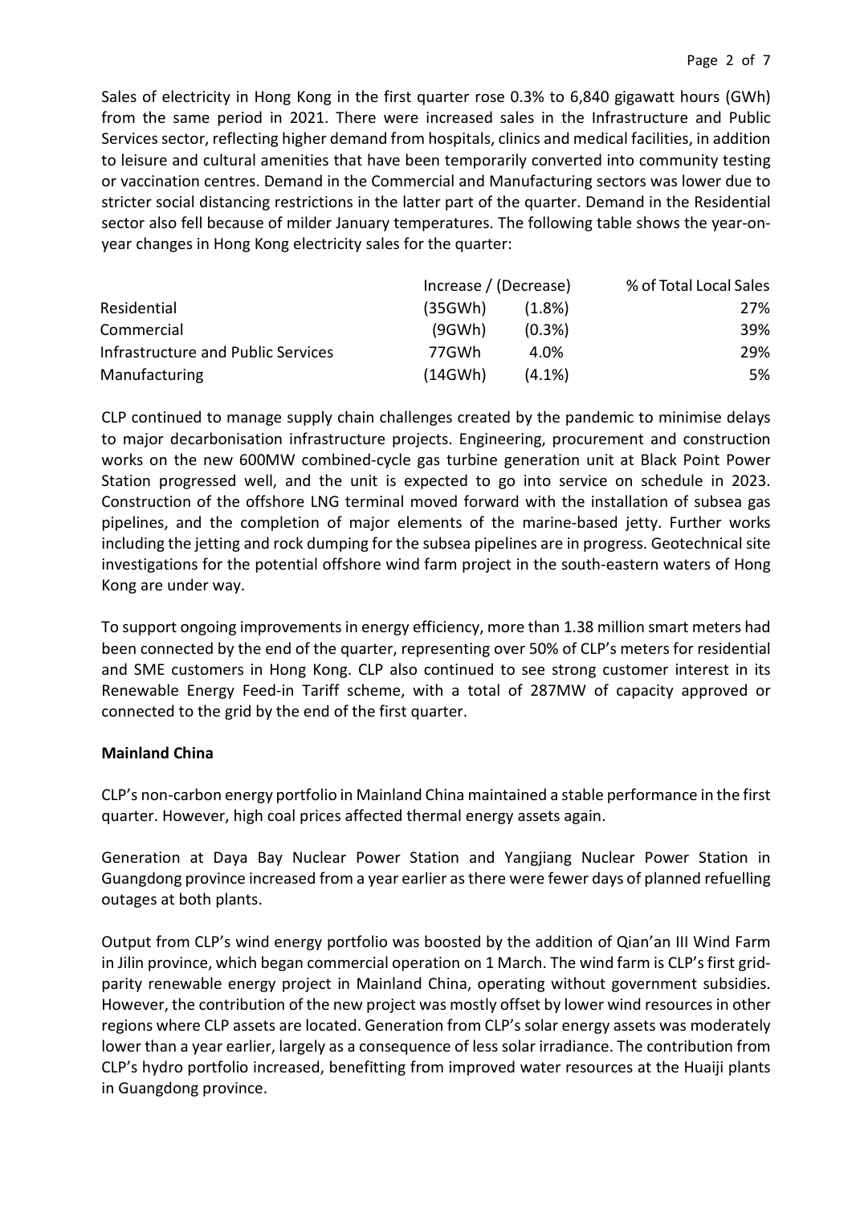Sales of electricity in Hong Kong in the first quarter rose 0.3% to 6,840 gigawatt hours (GWh) from the same period in 2021. There were increased sales in the Infrastructure and Public Services sector, reflecting higher demand from hospitals, clinics and medical facilities, in addition to leisure and cultural amenities that have been temporarily converted into community testing or vaccination centres. Demand in the Commercial and Manufacturing sectors was lower due to stricter social distancing restrictions in the latter part of the quarter. Demand in the Residential sector also fell because of milder January temperatures. The following table shows the year-on-year changes in Hong Kong electricity sales for the quarter:

| | Increase / (Decrease) | | % of Total Local Sales |
|---|---|---|---|
| Residential | (35GWh) | (1.8%) | 27% |
| Commercial | (9GWh) | (0.3%) | 39% |
| Infrastructure and Public Services | 77GWh | 4.0% | 29% |
| Manufacturing | (14GWh) | (4.1%) | 5% |

CLP continued to manage supply chain challenges created by the pandemic to minimise delays to major decarbonisation infrastructure projects. Engineering, procurement and construction works on the new 600MW combined-cycle gas turbine generation unit at Black Point Power Station progressed well, and the unit is expected to go into service on schedule in 2023. Construction of the offshore LNG terminal moved forward with the installation of subsea gas pipelines, and the completion of major elements of the marine-based jetty. Further works including the jetting and rock dumping for the subsea pipelines are in progress. Geotechnical site investigations for the potential offshore wind farm project in the south-eastern waters of Hong Kong are under way.

To support ongoing improvements in energy efficiency, more than 1.38 million smart meters had been connected by the end of the quarter, representing over 50% of CLP's meters for residential and SME customers in Hong Kong. CLP also continued to see strong customer interest in its Renewable Energy Feed-in Tariff scheme, with a total of 287MW of capacity approved or connected to the grid by the end of the first quarter.

**Mainland China**

CLP's non-carbon energy portfolio in Mainland China maintained a stable performance in the first quarter. However, high coal prices affected thermal energy assets again.

Generation at Daya Bay Nuclear Power Station and Yangjiang Nuclear Power Station in Guangdong province increased from a year earlier as there were fewer days of planned refuelling outages at both plants.

Output from CLP's wind energy portfolio was boosted by the addition of Qian'an III Wind Farm in Jilin province, which began commercial operation on 1 March. The wind farm is CLP's first grid-parity renewable energy project in Mainland China, operating without government subsidies. However, the contribution of the new project was mostly offset by lower wind resources in other regions where CLP assets are located. Generation from CLP's solar energy assets was moderately lower than a year earlier, largely as a consequence of less solar irradiance. The contribution from CLP's hydro portfolio increased, benefitting from improved water resources at the Huaiji plants in Guangdong province.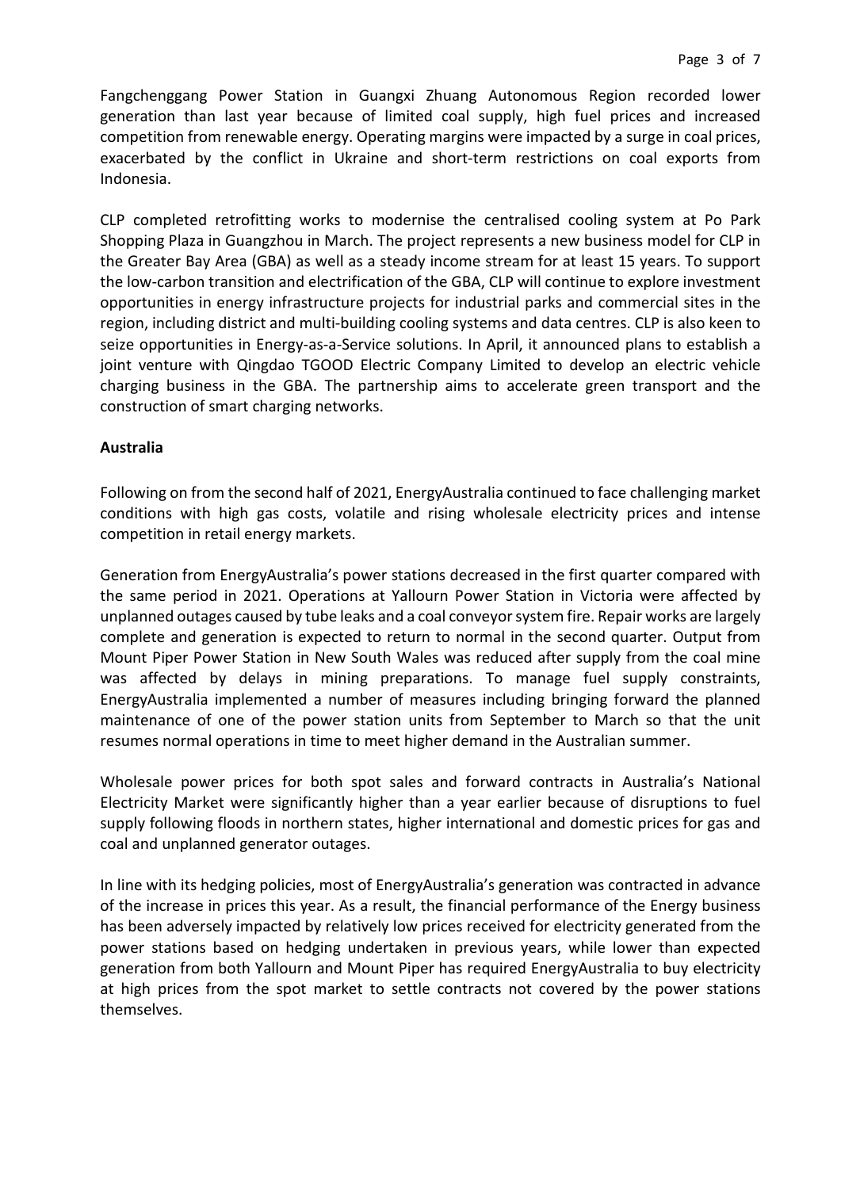Fangchenggang Power Station in Guangxi Zhuang Autonomous Region recorded lower generation than last year because of limited coal supply, high fuel prices and increased competition from renewable energy. Operating margins were impacted by a surge in coal prices, exacerbated by the conflict in Ukraine and short-term restrictions on coal exports from Indonesia.

CLP completed retrofitting works to modernise the centralised cooling system at Po Park Shopping Plaza in Guangzhou in March. The project represents a new business model for CLP in the Greater Bay Area (GBA) as well as a steady income stream for at least 15 years. To support the low-carbon transition and electrification of the GBA, CLP will continue to explore investment opportunities in energy infrastructure projects for industrial parks and commercial sites in the region, including district and multi-building cooling systems and data centres. CLP is also keen to seize opportunities in Energy-as-a-Service solutions. In April, it announced plans to establish a joint venture with Qingdao TGOOD Electric Company Limited to develop an electric vehicle charging business in the GBA. The partnership aims to accelerate green transport and the construction of smart charging networks.

**Australia**

Following on from the second half of 2021, EnergyAustralia continued to face challenging market conditions with high gas costs, volatile and rising wholesale electricity prices and intense competition in retail energy markets.

Generation from EnergyAustralia's power stations decreased in the first quarter compared with the same period in 2021. Operations at Yallourn Power Station in Victoria were affected by unplanned outages caused by tube leaks and a coal conveyor system fire. Repair works are largely complete and generation is expected to return to normal in the second quarter. Output from Mount Piper Power Station in New South Wales was reduced after supply from the coal mine was affected by delays in mining preparations. To manage fuel supply constraints, EnergyAustralia implemented a number of measures including bringing forward the planned maintenance of one of the power station units from September to March so that the unit resumes normal operations in time to meet higher demand in the Australian summer.

Wholesale power prices for both spot sales and forward contracts in Australia's National Electricity Market were significantly higher than a year earlier because of disruptions to fuel supply following floods in northern states, higher international and domestic prices for gas and coal and unplanned generator outages.

In line with its hedging policies, most of EnergyAustralia's generation was contracted in advance of the increase in prices this year. As a result, the financial performance of the Energy business has been adversely impacted by relatively low prices received for electricity generated from the power stations based on hedging undertaken in previous years, while lower than expected generation from both Yallourn and Mount Piper has required EnergyAustralia to buy electricity at high prices from the spot market to settle contracts not covered by the power stations themselves.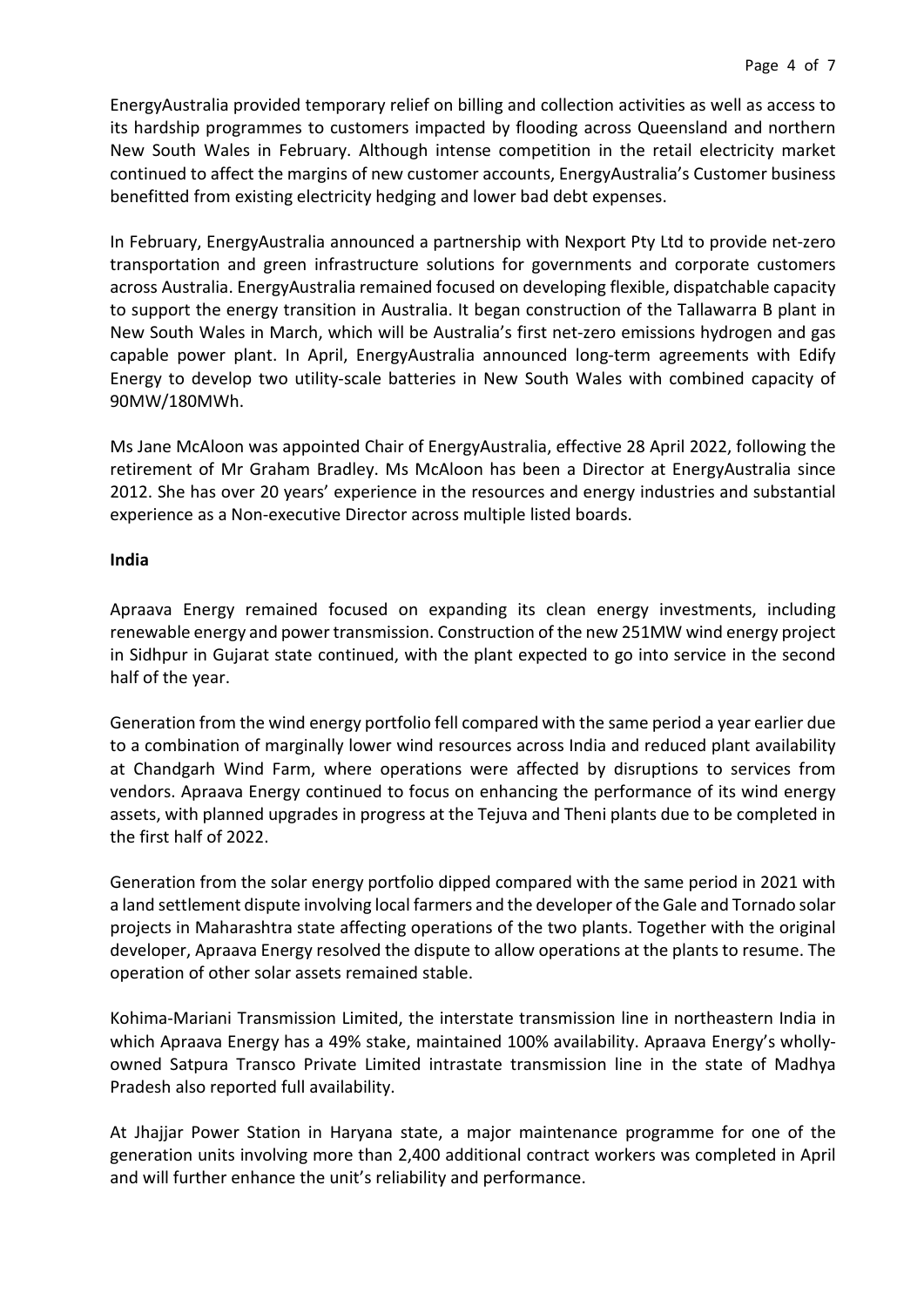EnergyAustralia provided temporary relief on billing and collection activities as well as access to its hardship programmes to customers impacted by flooding across Queensland and northern New South Wales in February. Although intense competition in the retail electricity market continued to affect the margins of new customer accounts, EnergyAustralia's Customer business benefitted from existing electricity hedging and lower bad debt expenses.

In February, EnergyAustralia announced a partnership with Nexport Pty Ltd to provide net-zero transportation and green infrastructure solutions for governments and corporate customers across Australia. EnergyAustralia remained focused on developing flexible, dispatchable capacity to support the energy transition in Australia. It began construction of the Tallawarra B plant in New South Wales in March, which will be Australia's first net-zero emissions hydrogen and gas capable power plant. In April, EnergyAustralia announced long-term agreements with Edify Energy to develop two utility-scale batteries in New South Wales with combined capacity of 90MW/180MWh.

Ms Jane McAloon was appointed Chair of EnergyAustralia, effective 28 April 2022, following the retirement of Mr Graham Bradley. Ms McAloon has been a Director at EnergyAustralia since 2012. She has over 20 years' experience in the resources and energy industries and substantial experience as a Non-executive Director across multiple listed boards.

**India**

Apraava Energy remained focused on expanding its clean energy investments, including renewable energy and power transmission. Construction of the new 251MW wind energy project in Sidhpur in Gujarat state continued, with the plant expected to go into service in the second half of the year.

Generation from the wind energy portfolio fell compared with the same period a year earlier due to a combination of marginally lower wind resources across India and reduced plant availability at Chandgarh Wind Farm, where operations were affected by disruptions to services from vendors. Apraava Energy continued to focus on enhancing the performance of its wind energy assets, with planned upgrades in progress at the Tejuva and Theni plants due to be completed in the first half of 2022.

Generation from the solar energy portfolio dipped compared with the same period in 2021 with a land settlement dispute involving local farmers and the developer of the Gale and Tornado solar projects in Maharashtra state affecting operations of the two plants. Together with the original developer, Apraava Energy resolved the dispute to allow operations at the plants to resume. The operation of other solar assets remained stable.

Kohima-Mariani Transmission Limited, the interstate transmission line in northeastern India in which Apraava Energy has a 49% stake, maintained 100% availability. Apraava Energy's wholly-owned Satpura Transco Private Limited intrastate transmission line in the state of Madhya Pradesh also reported full availability.

At Jhajjar Power Station in Haryana state, a major maintenance programme for one of the generation units involving more than 2,400 additional contract workers was completed in April and will further enhance the unit's reliability and performance.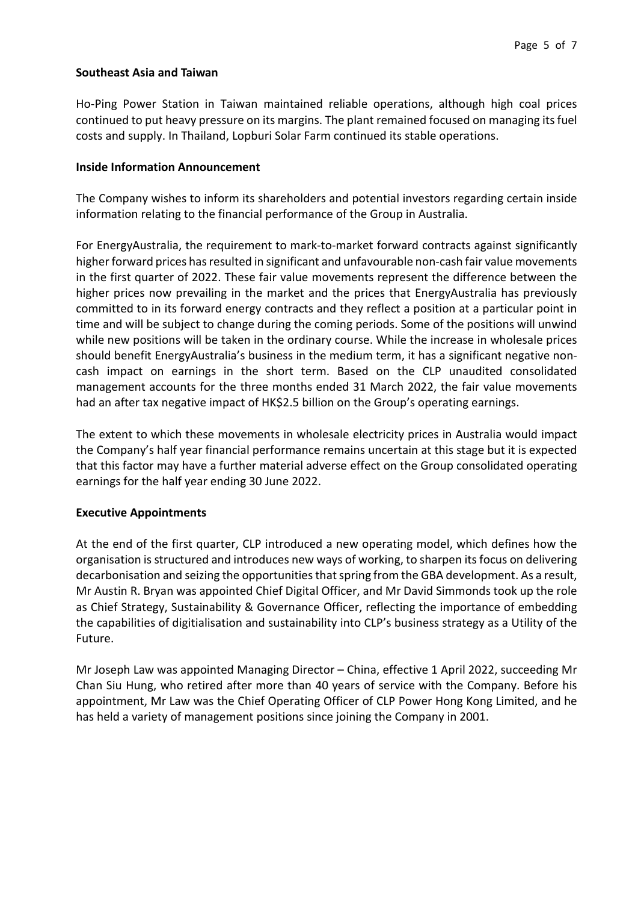**Southeast Asia and Taiwan**

Ho-Ping Power Station in Taiwan maintained reliable operations, although high coal prices continued to put heavy pressure on its margins. The plant remained focused on managing its fuel costs and supply. In Thailand, Lopburi Solar Farm continued its stable operations.

**Inside Information Announcement**

The Company wishes to inform its shareholders and potential investors regarding certain inside information relating to the financial performance of the Group in Australia.

For EnergyAustralia, the requirement to mark-to-market forward contracts against significantly higher forward prices has resulted in significant and unfavourable non-cash fair value movements in the first quarter of 2022. These fair value movements represent the difference between the higher prices now prevailing in the market and the prices that EnergyAustralia has previously committed to in its forward energy contracts and they reflect a position at a particular point in time and will be subject to change during the coming periods. Some of the positions will unwind while new positions will be taken in the ordinary course. While the increase in wholesale prices should benefit EnergyAustralia's business in the medium term, it has a significant negative non-cash impact on earnings in the short term. Based on the CLP unaudited consolidated management accounts for the three months ended 31 March 2022, the fair value movements had an after tax negative impact of HK$2.5 billion on the Group's operating earnings.

The extent to which these movements in wholesale electricity prices in Australia would impact the Company's half year financial performance remains uncertain at this stage but it is expected that this factor may have a further material adverse effect on the Group consolidated operating earnings for the half year ending 30 June 2022.

**Executive Appointments**

At the end of the first quarter, CLP introduced a new operating model, which defines how the organisation is structured and introduces new ways of working, to sharpen its focus on delivering decarbonisation and seizing the opportunities that spring from the GBA development. As a result, Mr Austin R. Bryan was appointed Chief Digital Officer, and Mr David Simmonds took up the role as Chief Strategy, Sustainability & Governance Officer, reflecting the importance of embedding the capabilities of digitialisation and sustainability into CLP's business strategy as a Utility of the Future.

Mr Joseph Law was appointed Managing Director – China, effective 1 April 2022, succeeding Mr Chan Siu Hung, who retired after more than 40 years of service with the Company. Before his appointment, Mr Law was the Chief Operating Officer of CLP Power Hong Kong Limited, and he has held a variety of management positions since joining the Company in 2001.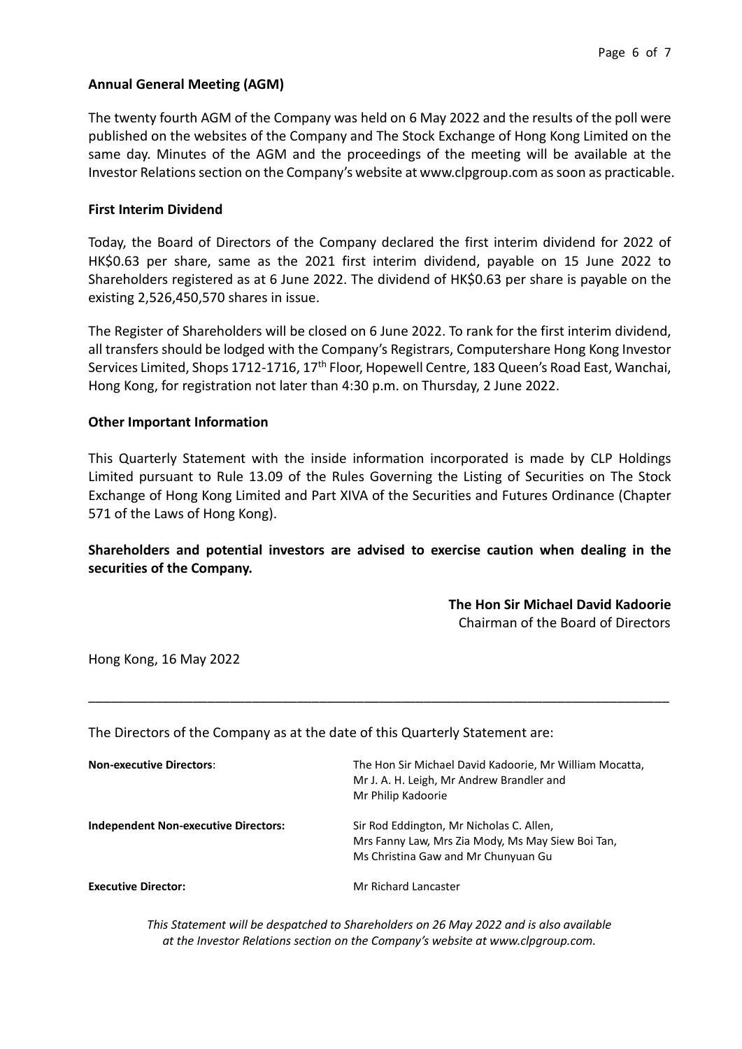**Annual General Meeting (AGM)**

The twenty fourth AGM of the Company was held on 6 May 2022 and the results of the poll were published on the websites of the Company and The Stock Exchange of Hong Kong Limited on the same day. Minutes of the AGM and the proceedings of the meeting will be available at the Investor Relations section on the Company's website at www.clpgroup.com as soon as practicable.

**First Interim Dividend**

Today, the Board of Directors of the Company declared the first interim dividend for 2022 of HK$0.63 per share, same as the 2021 first interim dividend, payable on 15 June 2022 to Shareholders registered as at 6 June 2022. The dividend of HK$0.63 per share is payable on the existing 2,526,450,570 shares in issue.

The Register of Shareholders will be closed on 6 June 2022. To rank for the first interim dividend, all transfers should be lodged with the Company's Registrars, Computershare Hong Kong Investor Services Limited, Shops 1712-1716, 17th Floor, Hopewell Centre, 183 Queen's Road East, Wanchai, Hong Kong, for registration not later than 4:30 p.m. on Thursday, 2 June 2022.

**Other Important Information**

This Quarterly Statement with the inside information incorporated is made by CLP Holdings Limited pursuant to Rule 13.09 of the Rules Governing the Listing of Securities on The Stock Exchange of Hong Kong Limited and Part XIVA of the Securities and Futures Ordinance (Chapter 571 of the Laws of Hong Kong).

**Shareholders and potential investors are advised to exercise caution when dealing in the securities of the Company.**

**The Hon Sir Michael David Kadoorie**
Chairman of the Board of Directors

Hong Kong, 16 May 2022

---

The Directors of the Company as at the date of this Quarterly Statement are:

| | |
|---|---|
| **Non-executive Directors**: | The Hon Sir Michael David Kadoorie, Mr William Mocatta, Mr J. A. H. Leigh, Mr Andrew Brandler and Mr Philip Kadoorie |
| **Independent Non-executive Directors:** | Sir Rod Eddington, Mr Nicholas C. Allen, Mrs Fanny Law, Mrs Zia Mody, Ms May Siew Boi Tan, Ms Christina Gaw and Mr Chunyuan Gu |
| **Executive Director:** | Mr Richard Lancaster |

*This Statement will be despatched to Shareholders on 26 May 2022 and is also available at the Investor Relations section on the Company's website at www.clpgroup.com.*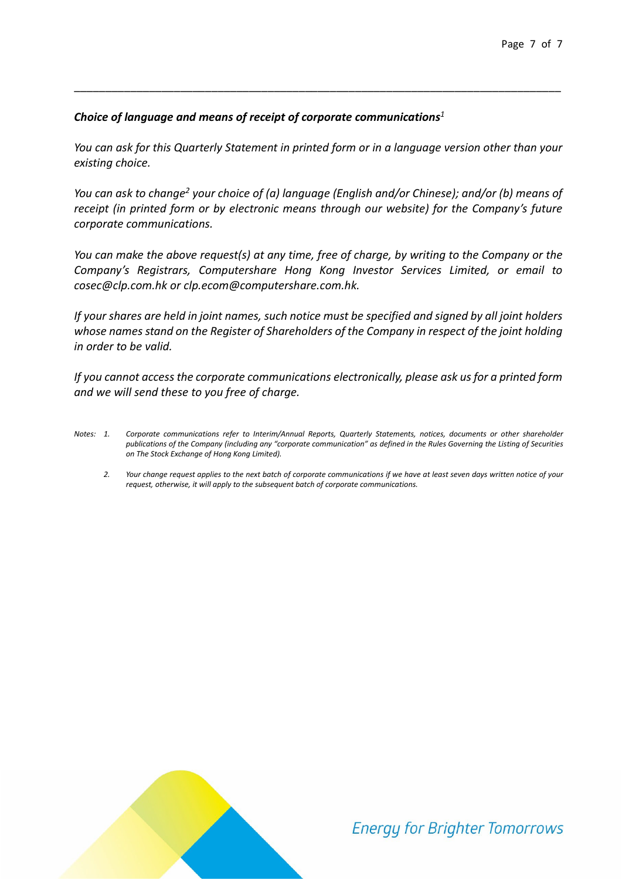***Choice of language and means of receipt of corporate communications[1]***

*You can ask for this Quarterly Statement in printed form or in a language version other than your existing choice.*

*You can ask to change[2] your choice of (a) language (English and/or Chinese); and/or (b) means of receipt (in printed form or by electronic means through our website) for the Company's future corporate communications.*

*You can make the above request(s) at any time, free of charge, by writing to the Company or the Company's Registrars, Computershare Hong Kong Investor Services Limited, or email to cosec@clp.com.hk or clp.ecom@computershare.com.hk.*

*If your shares are held in joint names, such notice must be specified and signed by all joint holders whose names stand on the Register of Shareholders of the Company in respect of the joint holding in order to be valid.*

*If you cannot access the corporate communications electronically, please ask us for a printed form and we will send these to you free of charge.*

*Notes:*

1. *Corporate communications refer to Interim/Annual Reports, Quarterly Statements, notices, documents or other shareholder publications of the Company (including any "corporate communication" as defined in the Rules Governing the Listing of Securities on The Stock Exchange of Hong Kong Limited).*
2. *Your change request applies to the next batch of corporate communications if we have at least seven days written notice of your request, otherwise, it will apply to the subsequent batch of corporate communications.*

*Energy for Brighter Tomorrows*